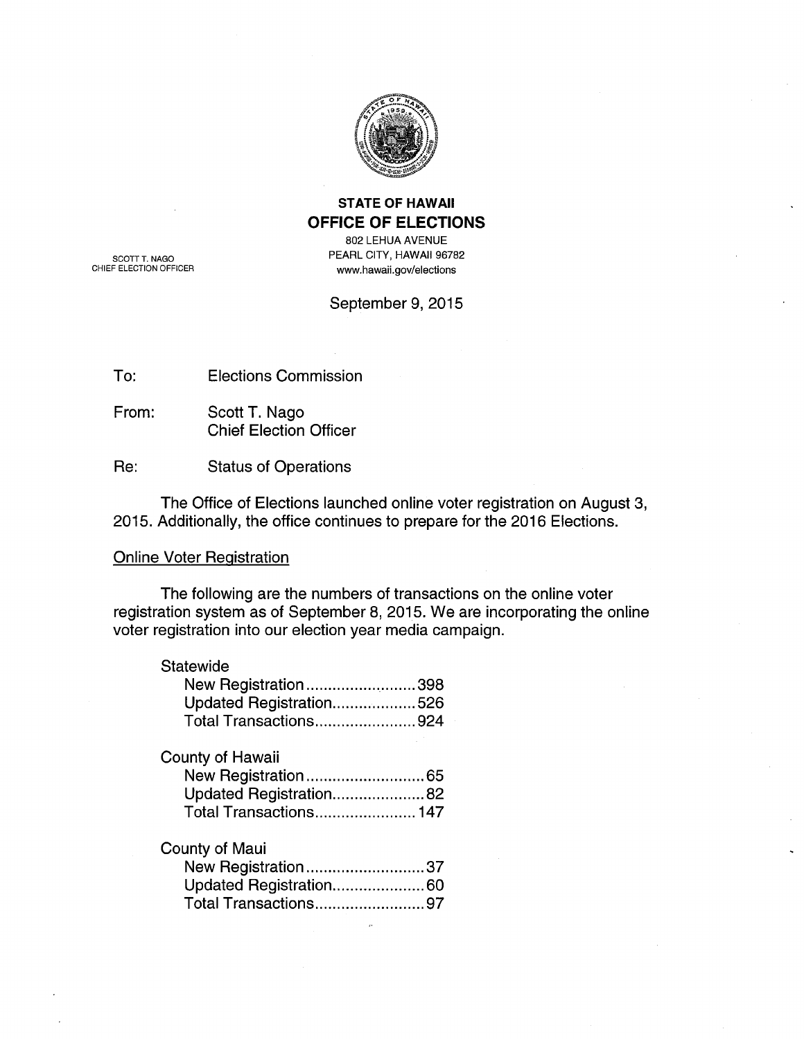**STATE OF HAWAII**

# OFFICE OF ELECTIONS

802 LEHUA AVENUE
PEARL CITY, HAWAII 96782
www.hawaii.gov/elections

SCOTT T. NAGO
CHIEF ELECTION OFFICER

September 9, 2015

To: Elections Commission

From: Scott T. Nago
Chief Election Officer

Re: Status of Operations

The Office of Elections launched online voter registration on August 3, 2015. Additionally, the office continues to prepare for the 2016 Elections.

## Online Voter Registration

The following are the numbers of transactions on the online voter registration system as of September 8, 2015. We are incorporating the online voter registration into our election year media campaign.

Statewide
- New Registration.........................398
- Updated Registration...................526
- Total Transactions.......................924

County of Hawaii
- New Registration...........................65
- Updated Registration.....................82
- Total Transactions.......................147

County of Maui
- New Registration...........................37
- Updated Registration.....................60
- Total Transactions.........................97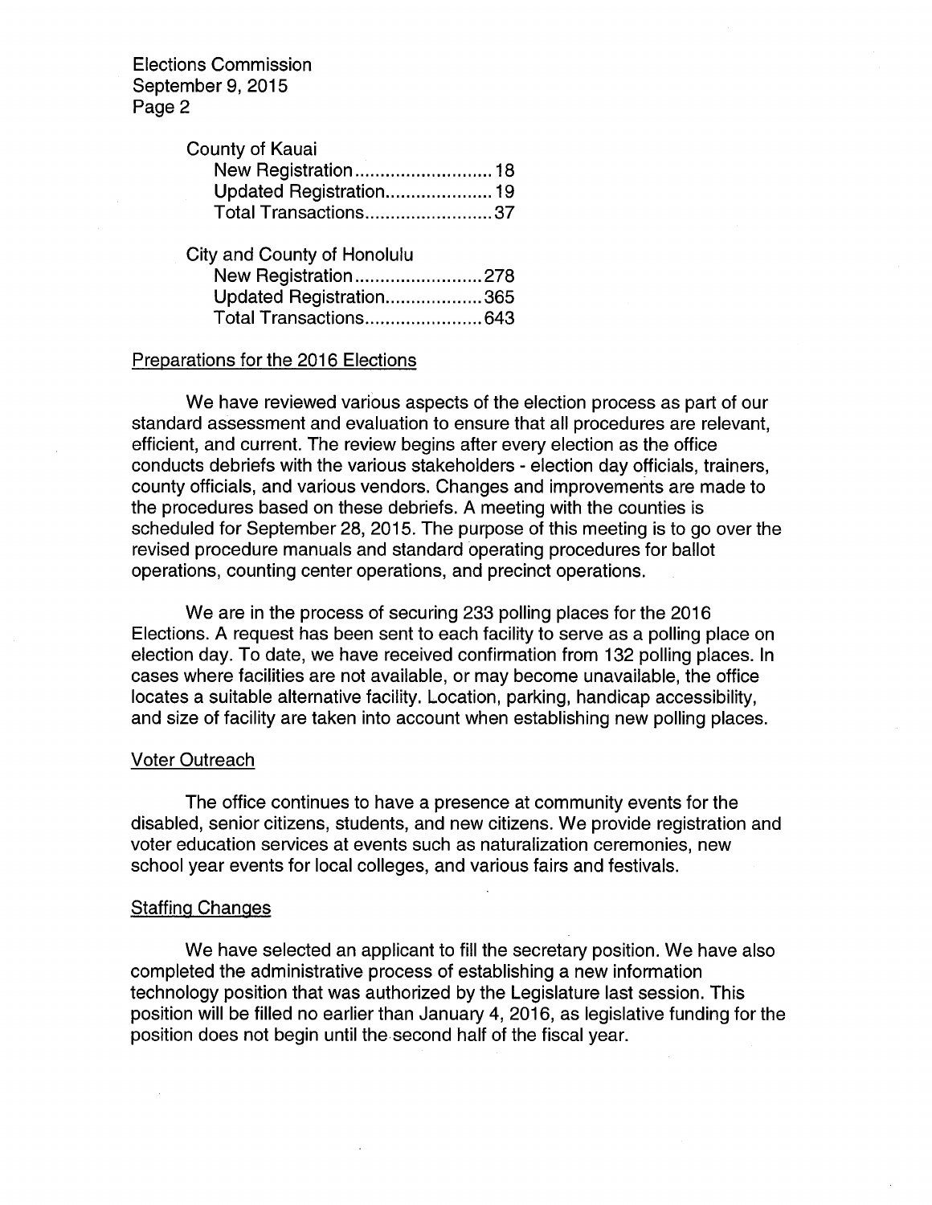County of Kauai

| | |
|---|---|
| New Registration | 18 |
| Updated Registration | 19 |
| Total Transactions | 37 |

City and County of Honolulu

| | |
|---|---|
| New Registration | 278 |
| Updated Registration | 365 |
| Total Transactions | 643 |

## Preparations for the 2016 Elections

We have reviewed various aspects of the election process as part of our standard assessment and evaluation to ensure that all procedures are relevant, efficient, and current. The review begins after every election as the office conducts debriefs with the various stakeholders - election day officials, trainers, county officials, and various vendors. Changes and improvements are made to the procedures based on these debriefs. A meeting with the counties is scheduled for September 28, 2015. The purpose of this meeting is to go over the revised procedure manuals and standard operating procedures for ballot operations, counting center operations, and precinct operations.

We are in the process of securing 233 polling places for the 2016 Elections. A request has been sent to each facility to serve as a polling place on election day. To date, we have received confirmation from 132 polling places. In cases where facilities are not available, or may become unavailable, the office locates a suitable alternative facility. Location, parking, handicap accessibility, and size of facility are taken into account when establishing new polling places.

## Voter Outreach

The office continues to have a presence at community events for the disabled, senior citizens, students, and new citizens. We provide registration and voter education services at events such as naturalization ceremonies, new school year events for local colleges, and various fairs and festivals.

## Staffing Changes

We have selected an applicant to fill the secretary position. We have also completed the administrative process of establishing a new information technology position that was authorized by the Legislature last session. This position will be filled no earlier than January 4, 2016, as legislative funding for the position does not begin until the second half of the fiscal year.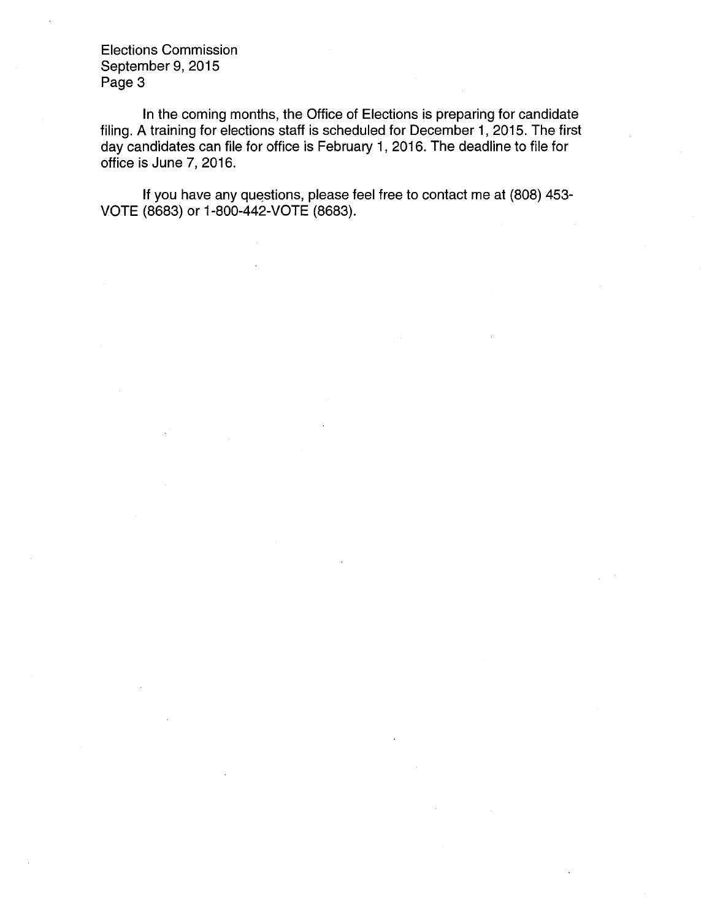In the coming months, the Office of Elections is preparing for candidate filing. A training for elections staff is scheduled for December 1, 2015. The first day candidates can file for office is February 1, 2016. The deadline to file for office is June 7, 2016.

If you have any questions, please feel free to contact me at (808) 453-VOTE (8683) or 1-800-442-VOTE (8683).